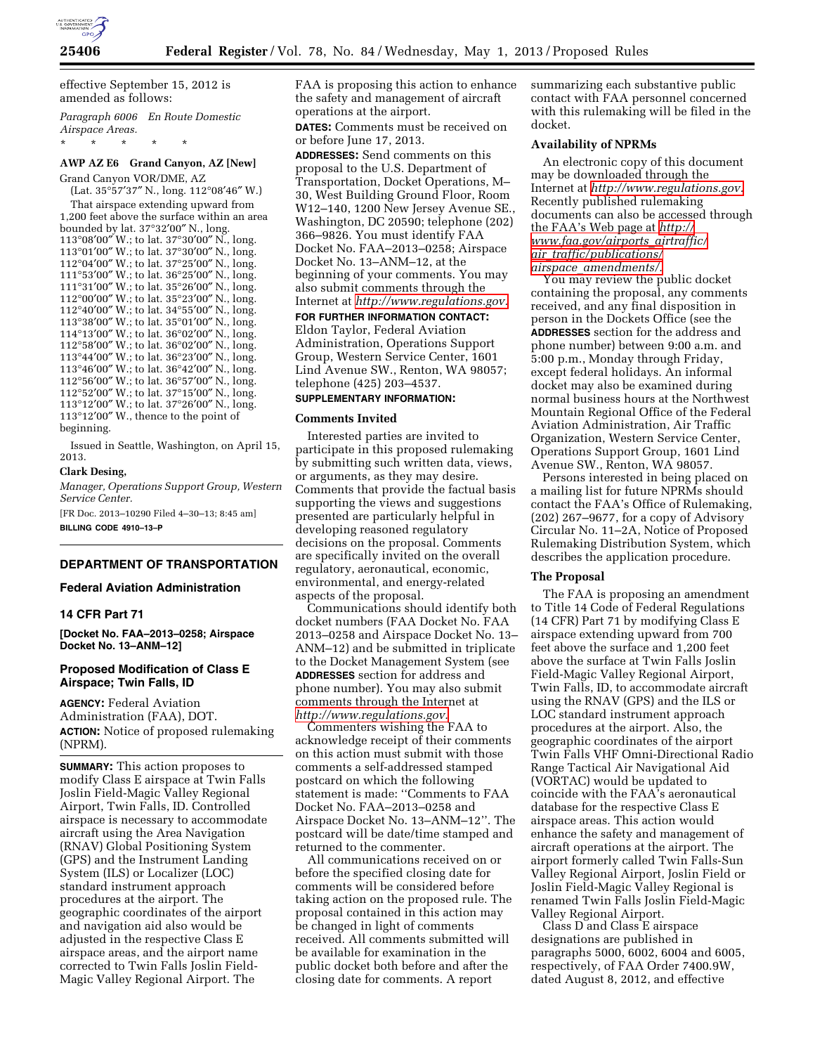effective September 15, 2012 is amended as follows:

*Paragraph 6006 En Route Domestic Airspace Areas.*

\* \* \* \* \*

**AWP AZ E6 Grand Canyon, AZ [New]**

Grand Canyon VOR/DME, AZ

(Lat. 35°57′37″ N., long. 112°08′46″ W.)

That airspace extending upward from 1,200 feet above the surface within an area bounded by lat. 37°32′00″ N., long. 113°08′00″ W.; to lat. 37°30′00″ N., long. 113°01′00″ W.; to lat. 37°30′00″ N., long. 112°04′00″ W.; to lat. 37°25′00″ N., long. 111°53′00″ W.; to lat. 36°25′00″ N., long. 111°31′00″ W.; to lat. 35°26′00″ N., long. 112°00′00″ W.; to lat. 35°23′00″ N., long. 112°40′00″ W.; to lat. 34°55′00″ N., long. 113°38′00″ W.; to lat. 35°01′00″ N., long. 114°13′00″ W.; to lat. 36°02′00″ N., long. 112°58′00″ W.; to lat. 36°02′00″ N., long. 113°44′00″ W.; to lat. 36°23′00″ N., long. 113°46′00″ W.; to lat. 36°42′00″ N., long. 112°56′00″ W.; to lat. 36°57′00″ N., long. 112°52′00″ W.; to lat. 37°15′00″ N., long. 113°12′00″ W.; to lat. 37°26′00″ N., long. 113°12′00″ W., thence to the point of beginning.

Issued in Seattle, Washington, on April 15, 2013.

**Clark Desing,**

*Manager, Operations Support Group, Western Service Center.*

[FR Doc. 2013–10290 Filed 4–30–13; 8:45 am]

**BILLING CODE 4910–13–P**

## DEPARTMENT OF TRANSPORTATION

### Federal Aviation Administration

### 14 CFR Part 71

**[Docket No. FAA–2013–0258; Airspace Docket No. 13–ANM–12]**

### Proposed Modification of Class E Airspace; Twin Falls, ID

**AGENCY:** Federal Aviation Administration (FAA), DOT.

**ACTION:** Notice of proposed rulemaking (NPRM).

**SUMMARY:** This action proposes to modify Class E airspace at Twin Falls Joslin Field-Magic Valley Regional Airport, Twin Falls, ID. Controlled airspace is necessary to accommodate aircraft using the Area Navigation (RNAV) Global Positioning System (GPS) and the Instrument Landing System (ILS) or Localizer (LOC) standard instrument approach procedures at the airport. The geographic coordinates of the airport and navigation aid also would be adjusted in the respective Class E airspace areas, and the airport name corrected to Twin Falls Joslin Field-Magic Valley Regional Airport. The FAA is proposing this action to enhance the safety and management of aircraft operations at the airport.

**DATES:** Comments must be received on or before June 17, 2013.

**ADDRESSES:** Send comments on this proposal to the U.S. Department of Transportation, Docket Operations, M–30, West Building Ground Floor, Room W12–140, 1200 New Jersey Avenue SE., Washington, DC 20590; telephone (202) 366–9826. You must identify FAA Docket No. FAA–2013–0258; Airspace Docket No. 13–ANM–12, at the beginning of your comments. You may also submit comments through the Internet at *http://www.regulations.gov*.

**FOR FURTHER INFORMATION CONTACT:** Eldon Taylor, Federal Aviation Administration, Operations Support Group, Western Service Center, 1601 Lind Avenue SW., Renton, WA 98057; telephone (425) 203–4537.

**SUPPLEMENTARY INFORMATION:**

#### Comments Invited

Interested parties are invited to participate in this proposed rulemaking by submitting such written data, views, or arguments, as they may desire. Comments that provide the factual basis supporting the views and suggestions presented are particularly helpful in developing reasoned regulatory decisions on the proposal. Comments are specifically invited on the overall regulatory, aeronautical, economic, environmental, and energy-related aspects of the proposal.

Communications should identify both docket numbers (FAA Docket No. FAA 2013–0258 and Airspace Docket No. 13–ANM–12) and be submitted in triplicate to the Docket Management System (see **ADDRESSES** section for address and phone number). You may also submit comments through the Internet at *http://www.regulations.gov*.

Commenters wishing the FAA to acknowledge receipt of their comments on this action must submit with those comments a self-addressed stamped postcard on which the following statement is made: ''Comments to FAA Docket No. FAA–2013–0258 and Airspace Docket No. 13–ANM–12''. The postcard will be date/time stamped and returned to the commenter.

All communications received on or before the specified closing date for comments will be considered before taking action on the proposed rule. The proposal contained in this action may be changed in light of comments received. All comments submitted will be available for examination in the public docket both before and after the closing date for comments. A report summarizing each substantive public contact with FAA personnel concerned with this rulemaking will be filed in the docket.

#### Availability of NPRMs

An electronic copy of this document may be downloaded through the Internet at *http://www.regulations.gov*. Recently published rulemaking documents can also be accessed through the FAA's Web page at *http://www.faa.gov/airports_airtraffic/air_traffic/publications/airspace_amendments/*.

You may review the public docket containing the proposal, any comments received, and any final disposition in person in the Dockets Office (see the **ADDRESSES** section for the address and phone number) between 9:00 a.m. and 5:00 p.m., Monday through Friday, except federal holidays. An informal docket may also be examined during normal business hours at the Northwest Mountain Regional Office of the Federal Aviation Administration, Air Traffic Organization, Western Service Center, Operations Support Group, 1601 Lind Avenue SW., Renton, WA 98057.

Persons interested in being placed on a mailing list for future NPRMs should contact the FAA's Office of Rulemaking, (202) 267–9677, for a copy of Advisory Circular No. 11–2A, Notice of Proposed Rulemaking Distribution System, which describes the application procedure.

#### The Proposal

The FAA is proposing an amendment to Title 14 Code of Federal Regulations (14 CFR) Part 71 by modifying Class E airspace extending upward from 700 feet above the surface and 1,200 feet above the surface at Twin Falls Joslin Field-Magic Valley Regional Airport, Twin Falls, ID, to accommodate aircraft using the RNAV (GPS) and the ILS or LOC standard instrument approach procedures at the airport. Also, the geographic coordinates of the airport Twin Falls VHF Omni-Directional Radio Range Tactical Air Navigational Aid (VORTAC) would be updated to coincide with the FAA's aeronautical database for the respective Class E airspace areas. This action would enhance the safety and management of aircraft operations at the airport. The airport formerly called Twin Falls-Sun Valley Regional Airport, Joslin Field or Joslin Field-Magic Valley Regional is renamed Twin Falls Joslin Field-Magic Valley Regional Airport.

Class D and Class E airspace designations are published in paragraphs 5000, 6002, 6004 and 6005, respectively, of FAA Order 7400.9W, dated August 8, 2012, and effective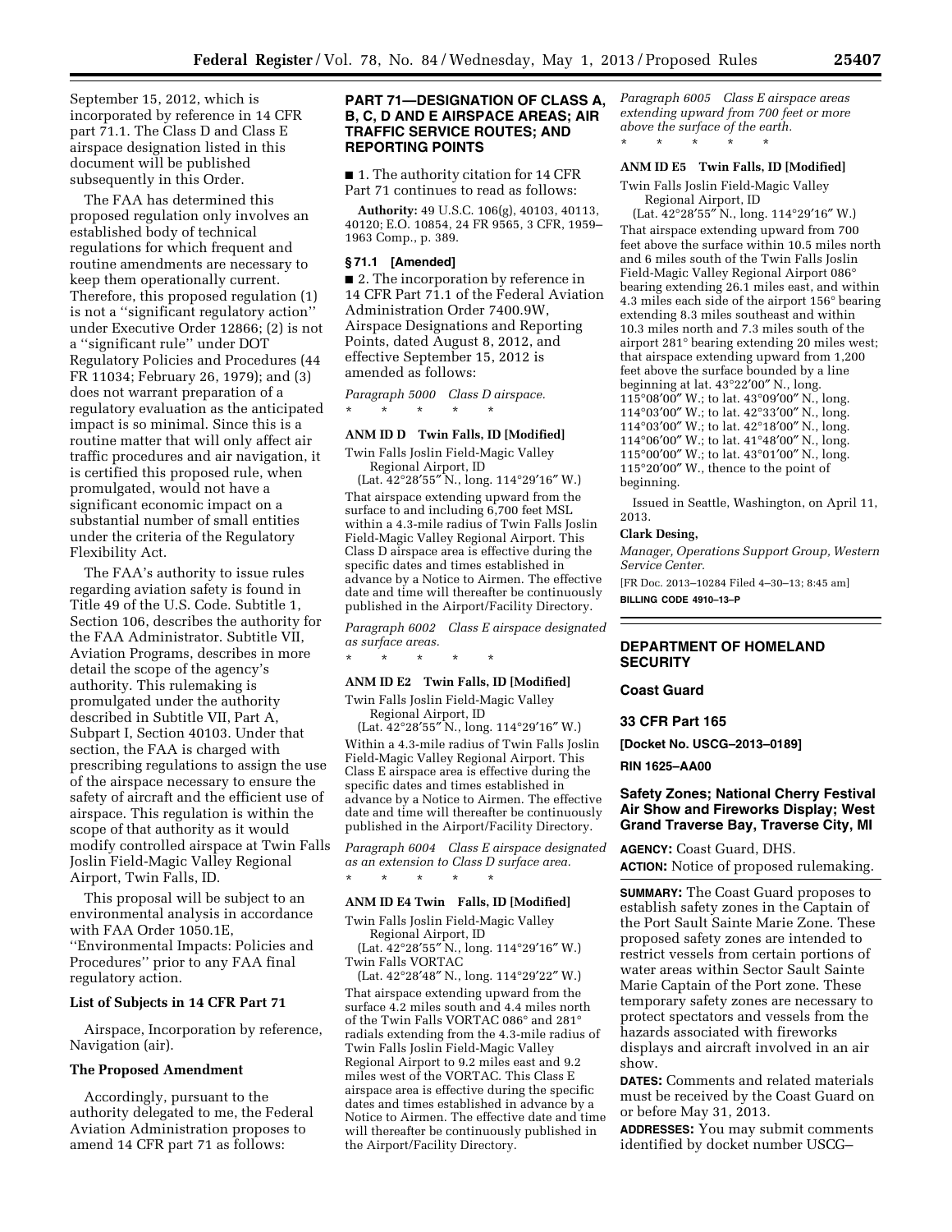September 15, 2012, which is incorporated by reference in 14 CFR part 71.1. The Class D and Class E airspace designation listed in this document will be published subsequently in this Order.

The FAA has determined this proposed regulation only involves an established body of technical regulations for which frequent and routine amendments are necessary to keep them operationally current. Therefore, this proposed regulation (1) is not a ''significant regulatory action'' under Executive Order 12866; (2) is not a ''significant rule'' under DOT Regulatory Policies and Procedures (44 FR 11034; February 26, 1979); and (3) does not warrant preparation of a regulatory evaluation as the anticipated impact is so minimal. Since this is a routine matter that will only affect air traffic procedures and air navigation, it is certified this proposed rule, when promulgated, would not have a significant economic impact on a substantial number of small entities under the criteria of the Regulatory Flexibility Act.

The FAA's authority to issue rules regarding aviation safety is found in Title 49 of the U.S. Code. Subtitle 1, Section 106, describes the authority for the FAA Administrator. Subtitle VII, Aviation Programs, describes in more detail the scope of the agency's authority. This rulemaking is promulgated under the authority described in Subtitle VII, Part A, Subpart I, Section 40103. Under that section, the FAA is charged with prescribing regulations to assign the use of the airspace necessary to ensure the safety of aircraft and the efficient use of airspace. This regulation is within the scope of that authority as it would modify controlled airspace at Twin Falls Joslin Field-Magic Valley Regional Airport, Twin Falls, ID.

This proposal will be subject to an environmental analysis in accordance with FAA Order 1050.1E, ''Environmental Impacts: Policies and Procedures'' prior to any FAA final regulatory action.

### List of Subjects in 14 CFR Part 71

Airspace, Incorporation by reference, Navigation (air).

### The Proposed Amendment

Accordingly, pursuant to the authority delegated to me, the Federal Aviation Administration proposes to amend 14 CFR part 71 as follows:

## PART 71—DESIGNATION OF CLASS A, B, C, D AND E AIRSPACE AREAS; AIR TRAFFIC SERVICE ROUTES; AND REPORTING POINTS

■ 1. The authority citation for 14 CFR Part 71 continues to read as follows:

**Authority:** 49 U.S.C. 106(g), 40103, 40113, 40120; E.O. 10854, 24 FR 9565, 3 CFR, 1959–1963 Comp., p. 389.

### § 71.1 [Amended]

■ 2. The incorporation by reference in 14 CFR Part 71.1 of the Federal Aviation Administration Order 7400.9W, Airspace Designations and Reporting Points, dated August 8, 2012, and effective September 15, 2012 is amended as follows:

*Paragraph 5000 Class D airspace.*

\* \* \* \* \*

**ANM ID D Twin Falls, ID [Modified]**

Twin Falls Joslin Field-Magic Valley Regional Airport, ID

(Lat. 42°28′55″ N., long. 114°29′16″ W.)

That airspace extending upward from the surface to and including 6,700 feet MSL within a 4.3-mile radius of Twin Falls Joslin Field-Magic Valley Regional Airport. This Class D airspace area is effective during the specific dates and times established in advance by a Notice to Airmen. The effective date and time will thereafter be continuously published in the Airport/Facility Directory.

*Paragraph 6002 Class E airspace designated as surface areas.*

\* \* \* \* \*

**ANM ID E2 Twin Falls, ID [Modified]**

Twin Falls Joslin Field-Magic Valley Regional Airport, ID

(Lat. 42°28′55″ N., long. 114°29′16″ W.)

Within a 4.3-mile radius of Twin Falls Joslin Field-Magic Valley Regional Airport. This Class E airspace area is effective during the specific dates and times established in advance by a Notice to Airmen. The effective date and time will thereafter be continuously published in the Airport/Facility Directory.

*Paragraph 6004 Class E airspace designated as an extension to Class D surface area.*

\* \* \* \* \*

**ANM ID E4 Twin Falls, ID [Modified]**

Twin Falls Joslin Field-Magic Valley Regional Airport, ID

(Lat. 42°28′55″ N., long. 114°29′16″ W.)

Twin Falls VORTAC

(Lat. 42°28′48″ N., long. 114°29′22″ W.)

That airspace extending upward from the surface 4.2 miles south and 4.4 miles north of the Twin Falls VORTAC 086° and 281° radials extending from the 4.3-mile radius of Twin Falls Joslin Field-Magic Valley Regional Airport to 9.2 miles east and 9.2 miles west of the VORTAC. This Class E airspace area is effective during the specific dates and times established in advance by a Notice to Airmen. The effective date and time will thereafter be continuously published in the Airport/Facility Directory.

*Paragraph 6005 Class E airspace areas extending upward from 700 feet or more above the surface of the earth.*

\* \* \* \* \*

**ANM ID E5 Twin Falls, ID [Modified]**

Twin Falls Joslin Field-Magic Valley Regional Airport, ID

(Lat. 42°28′55″ N., long. 114°29′16″ W.)

That airspace extending upward from 700 feet above the surface within 10.5 miles north and 6 miles south of the Twin Falls Joslin Field-Magic Valley Regional Airport 086° bearing extending 26.1 miles east, and within 4.3 miles each side of the airport 156° bearing extending 8.3 miles southeast and within 10.3 miles north and 7.3 miles south of the airport 281° bearing extending 20 miles west; that airspace extending upward from 1,200 feet above the surface bounded by a line beginning at lat. 43°22′00″ N., long. 115°08′00″ W.; to lat. 43°09′00″ N., long. 114°03′00″ W.; to lat. 42°33′00″ N., long. 114°03′00″ W.; to lat. 42°18′00″ N., long. 114°06′00″ W.; to lat. 41°48′00″ N., long. 115°00′00″ W.; to lat. 43°01′00″ N., long. 115°20′00″ W., thence to the point of beginning.

Issued in Seattle, Washington, on April 11, 2013.

**Clark Desing,**

*Manager, Operations Support Group, Western Service Center.*

[FR Doc. 2013–10284 Filed 4–30–13; 8:45 am]

**BILLING CODE 4910–13–P**

## DEPARTMENT OF HOMELAND SECURITY

### Coast Guard

### 33 CFR Part 165

**[Docket No. USCG–2013–0189]**

**RIN 1625–AA00**

## Safety Zones; National Cherry Festival Air Show and Fireworks Display; West Grand Traverse Bay, Traverse City, MI

**AGENCY:** Coast Guard, DHS.

**ACTION:** Notice of proposed rulemaking.

**SUMMARY:** The Coast Guard proposes to establish safety zones in the Captain of the Port Sault Sainte Marie Zone. These proposed safety zones are intended to restrict vessels from certain portions of water areas within Sector Sault Sainte Marie Captain of the Port zone. These temporary safety zones are necessary to protect spectators and vessels from the hazards associated with fireworks displays and aircraft involved in an air show.

**DATES:** Comments and related materials must be received by the Coast Guard on or before May 31, 2013.

**ADDRESSES:** You may submit comments identified by docket number USCG–